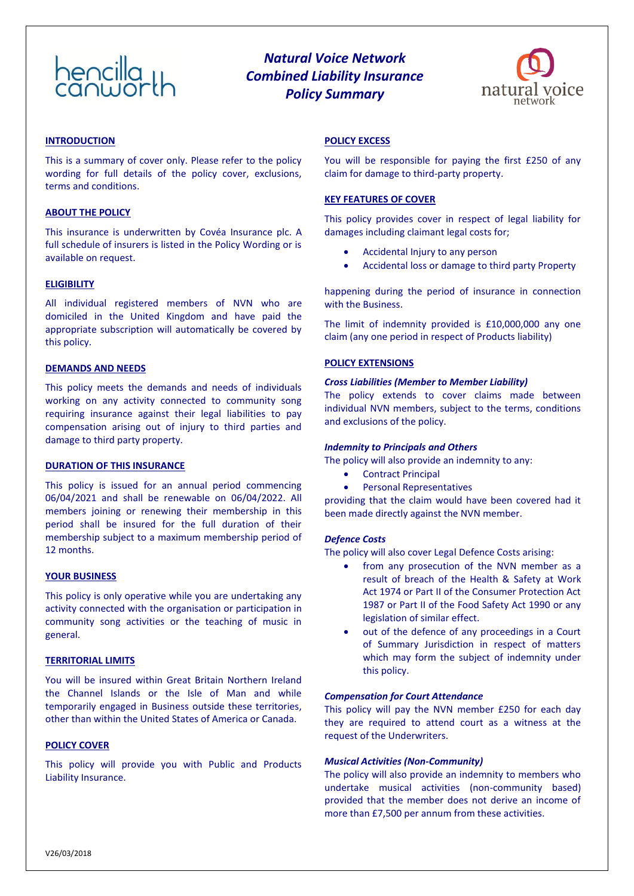# Natural Voice Network
# Combined Liability Insurance
# Policy Summary

## INTRODUCTION

This is a summary of cover only. Please refer to the policy wording for full details of the policy cover, exclusions, terms and conditions.

## ABOUT THE POLICY

This insurance is underwritten by Covéa Insurance plc. A full schedule of insurers is listed in the Policy Wording or is available on request.

## ELIGIBILITY

All individual registered members of NVN who are domiciled in the United Kingdom and have paid the appropriate subscription will automatically be covered by this policy.

## DEMANDS AND NEEDS

This policy meets the demands and needs of individuals working on any activity connected to community song requiring insurance against their legal liabilities to pay compensation arising out of injury to third parties and damage to third party property.

## DURATION OF THIS INSURANCE

This policy is issued for an annual period commencing 06/04/2021 and shall be renewable on 06/04/2022. All members joining or renewing their membership in this period shall be insured for the full duration of their membership subject to a maximum membership period of 12 months.

## YOUR BUSINESS

This policy is only operative while you are undertaking any activity connected with the organisation or participation in community song activities or the teaching of music in general.

## TERRITORIAL LIMITS

You will be insured within Great Britain Northern Ireland the Channel Islands or the Isle of Man and while temporarily engaged in Business outside these territories, other than within the United States of America or Canada.

## POLICY COVER

This policy will provide you with Public and Products Liability Insurance.

## POLICY EXCESS

You will be responsible for paying the first £250 of any claim for damage to third-party property.

## KEY FEATURES OF COVER

This policy provides cover in respect of legal liability for damages including claimant legal costs for;

- Accidental Injury to any person
- Accidental loss or damage to third party Property

happening during the period of insurance in connection with the Business.

The limit of indemnity provided is £10,000,000 any one claim (any one period in respect of Products liability)

## POLICY EXTENSIONS

***Cross Liabilities (Member to Member Liability)***

The policy extends to cover claims made between individual NVN members, subject to the terms, conditions and exclusions of the policy.

***Indemnity to Principals and Others***

The policy will also provide an indemnity to any:

- Contract Principal
- Personal Representatives

providing that the claim would have been covered had it been made directly against the NVN member.

***Defence Costs***

The policy will also cover Legal Defence Costs arising:

- from any prosecution of the NVN member as a result of breach of the Health & Safety at Work Act 1974 or Part II of the Consumer Protection Act 1987 or Part II of the Food Safety Act 1990 or any legislation of similar effect.
- out of the defence of any proceedings in a Court of Summary Jurisdiction in respect of matters which may form the subject of indemnity under this policy.

***Compensation for Court Attendance***

This policy will pay the NVN member £250 for each day they are required to attend court as a witness at the request of the Underwriters.

***Musical Activities (Non-Community)***

The policy will also provide an indemnity to members who undertake musical activities (non-community based) provided that the member does not derive an income of more than £7,500 per annum from these activities.

V26/03/2018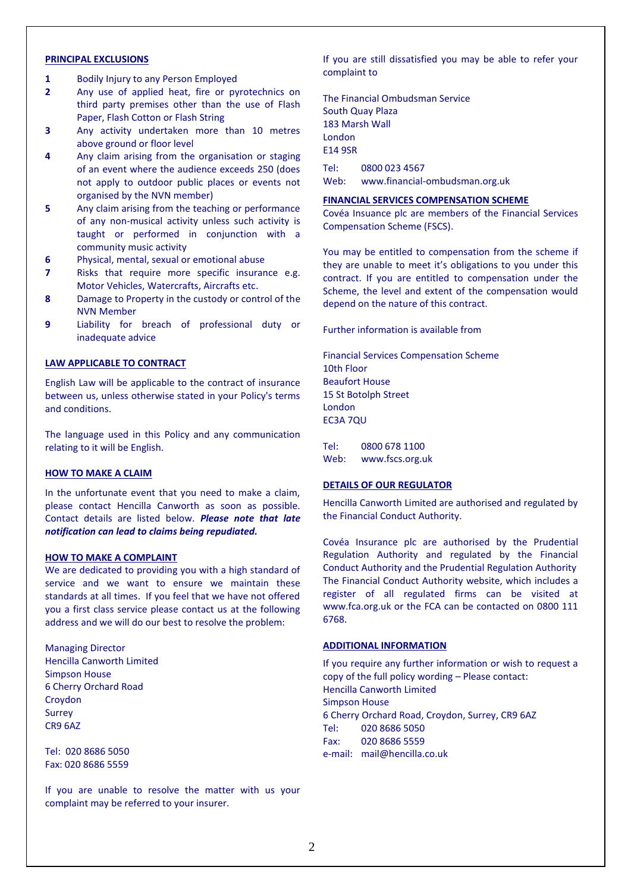## PRINCIPAL EXCLUSIONS

1. Bodily Injury to any Person Employed
2. Any use of applied heat, fire or pyrotechnics on third party premises other than the use of Flash Paper, Flash Cotton or Flash String
3. Any activity undertaken more than 10 metres above ground or floor level
4. Any claim arising from the organisation or staging of an event where the audience exceeds 250 (does not apply to outdoor public places or events not organised by the NVN member)
5. Any claim arising from the teaching or performance of any non-musical activity unless such activity is taught or performed in conjunction with a community music activity
6. Physical, mental, sexual or emotional abuse
7. Risks that require more specific insurance e.g. Motor Vehicles, Watercrafts, Aircrafts etc.
8. Damage to Property in the custody or control of the NVN Member
9. Liability for breach of professional duty or inadequate advice

## LAW APPLICABLE TO CONTRACT

English Law will be applicable to the contract of insurance between us, unless otherwise stated in your Policy's terms and conditions.

The language used in this Policy and any communication relating to it will be English.

## HOW TO MAKE A CLAIM

In the unfortunate event that you need to make a claim, please contact Hencilla Canworth as soon as possible. Contact details are listed below. ***Please note that late notification can lead to claims being repudiated.***

## HOW TO MAKE A COMPLAINT

We are dedicated to providing you with a high standard of service and we want to ensure we maintain these standards at all times. If you feel that we have not offered you a first class service please contact us at the following address and we will do our best to resolve the problem:

Managing Director
Hencilla Canworth Limited
Simpson House
6 Cherry Orchard Road
Croydon
Surrey
CR9 6AZ

Tel: 020 8686 5050
Fax: 020 8686 5559

If you are unable to resolve the matter with us your complaint may be referred to your insurer.

If you are still dissatisfied you may be able to refer your complaint to

The Financial Ombudsman Service
South Quay Plaza
183 Marsh Wall
London
E14 9SR

Tel: 0800 023 4567
Web: www.financial-ombudsman.org.uk

## FINANCIAL SERVICES COMPENSATION SCHEME

Covéa Insuance plc are members of the Financial Services Compensation Scheme (FSCS).

You may be entitled to compensation from the scheme if they are unable to meet it's obligations to you under this contract. If you are entitled to compensation under the Scheme, the level and extent of the compensation would depend on the nature of this contract.

Further information is available from

Financial Services Compensation Scheme
10th Floor
Beaufort House
15 St Botolph Street
London
EC3A 7QU

Tel: 0800 678 1100
Web: www.fscs.org.uk

## DETAILS OF OUR REGULATOR

Hencilla Canworth Limited are authorised and regulated by the Financial Conduct Authority.

Covéa Insurance plc are authorised by the Prudential Regulation Authority and regulated by the Financial Conduct Authority and the Prudential Regulation Authority The Financial Conduct Authority website, which includes a register of all regulated firms can be visited at www.fca.org.uk or the FCA can be contacted on 0800 111 6768.

## ADDITIONAL INFORMATION

If you require any further information or wish to request a copy of the full policy wording – Please contact:
Hencilla Canworth Limited
Simpson House
6 Cherry Orchard Road, Croydon, Surrey, CR9 6AZ
Tel: 020 8686 5050
Fax: 020 8686 5559
e-mail: mail@hencilla.co.uk